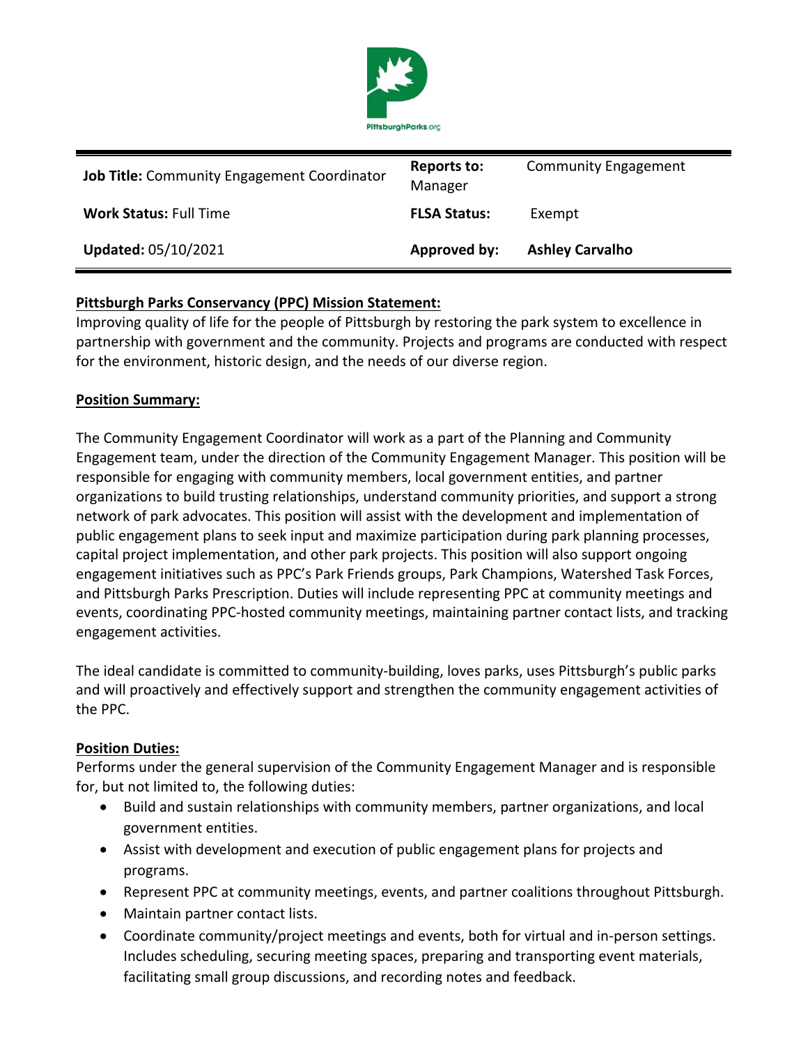PittsburghParks.org

| Job Title: Community Engagement Coordinator | Reports to: | Community Engagement Manager |
|---|---|---|
| **Work Status:** Full Time | **FLSA Status:** | Exempt |
| **Updated:** 05/10/2021 | **Approved by:** | **Ashley Carvalho** |

**Pittsburgh Parks Conservancy (PPC) Mission Statement:**

Improving quality of life for the people of Pittsburgh by restoring the park system to excellence in partnership with government and the community. Projects and programs are conducted with respect for the environment, historic design, and the needs of our diverse region.

**Position Summary:**

The Community Engagement Coordinator will work as a part of the Planning and Community Engagement team, under the direction of the Community Engagement Manager. This position will be responsible for engaging with community members, local government entities, and partner organizations to build trusting relationships, understand community priorities, and support a strong network of park advocates. This position will assist with the development and implementation of public engagement plans to seek input and maximize participation during park planning processes, capital project implementation, and other park projects. This position will also support ongoing engagement initiatives such as PPC's Park Friends groups, Park Champions, Watershed Task Forces, and Pittsburgh Parks Prescription. Duties will include representing PPC at community meetings and events, coordinating PPC-hosted community meetings, maintaining partner contact lists, and tracking engagement activities.

The ideal candidate is committed to community-building, loves parks, uses Pittsburgh's public parks and will proactively and effectively support and strengthen the community engagement activities of the PPC.

**Position Duties:**

Performs under the general supervision of the Community Engagement Manager and is responsible for, but not limited to, the following duties:

- Build and sustain relationships with community members, partner organizations, and local government entities.
- Assist with development and execution of public engagement plans for projects and programs.
- Represent PPC at community meetings, events, and partner coalitions throughout Pittsburgh.
- Maintain partner contact lists.
- Coordinate community/project meetings and events, both for virtual and in-person settings. Includes scheduling, securing meeting spaces, preparing and transporting event materials, facilitating small group discussions, and recording notes and feedback.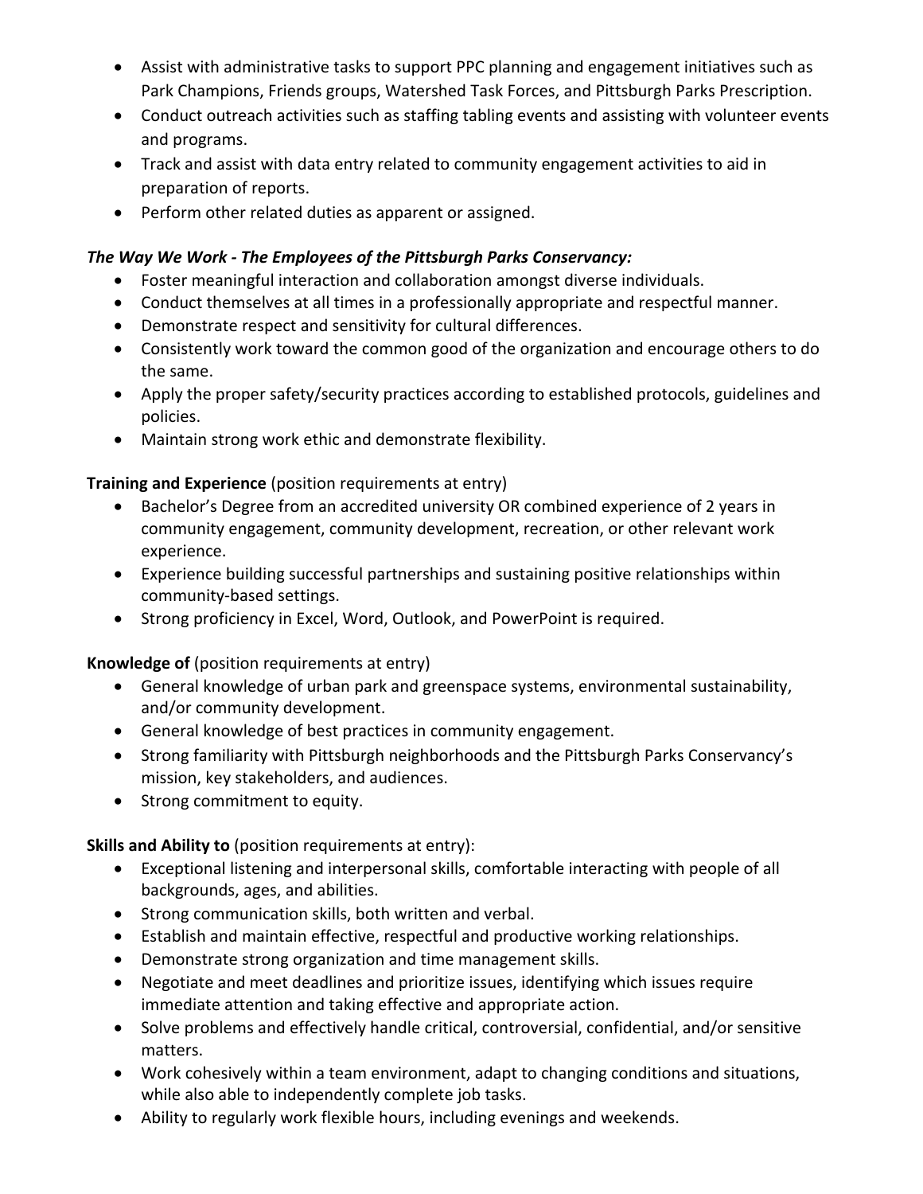- Assist with administrative tasks to support PPC planning and engagement initiatives such as Park Champions, Friends groups, Watershed Task Forces, and Pittsburgh Parks Prescription.
- Conduct outreach activities such as staffing tabling events and assisting with volunteer events and programs.
- Track and assist with data entry related to community engagement activities to aid in preparation of reports.
- Perform other related duties as apparent or assigned.

***The Way We Work - The Employees of the Pittsburgh Parks Conservancy:***

- Foster meaningful interaction and collaboration amongst diverse individuals.
- Conduct themselves at all times in a professionally appropriate and respectful manner.
- Demonstrate respect and sensitivity for cultural differences.
- Consistently work toward the common good of the organization and encourage others to do the same.
- Apply the proper safety/security practices according to established protocols, guidelines and policies.
- Maintain strong work ethic and demonstrate flexibility.

**Training and Experience** (position requirements at entry)

- Bachelor's Degree from an accredited university OR combined experience of 2 years in community engagement, community development, recreation, or other relevant work experience.
- Experience building successful partnerships and sustaining positive relationships within community-based settings.
- Strong proficiency in Excel, Word, Outlook, and PowerPoint is required.

**Knowledge of** (position requirements at entry)

- General knowledge of urban park and greenspace systems, environmental sustainability, and/or community development.
- General knowledge of best practices in community engagement.
- Strong familiarity with Pittsburgh neighborhoods and the Pittsburgh Parks Conservancy's mission, key stakeholders, and audiences.
- Strong commitment to equity.

**Skills and Ability to** (position requirements at entry):

- Exceptional listening and interpersonal skills, comfortable interacting with people of all backgrounds, ages, and abilities.
- Strong communication skills, both written and verbal.
- Establish and maintain effective, respectful and productive working relationships.
- Demonstrate strong organization and time management skills.
- Negotiate and meet deadlines and prioritize issues, identifying which issues require immediate attention and taking effective and appropriate action.
- Solve problems and effectively handle critical, controversial, confidential, and/or sensitive matters.
- Work cohesively within a team environment, adapt to changing conditions and situations, while also able to independently complete job tasks.
- Ability to regularly work flexible hours, including evenings and weekends.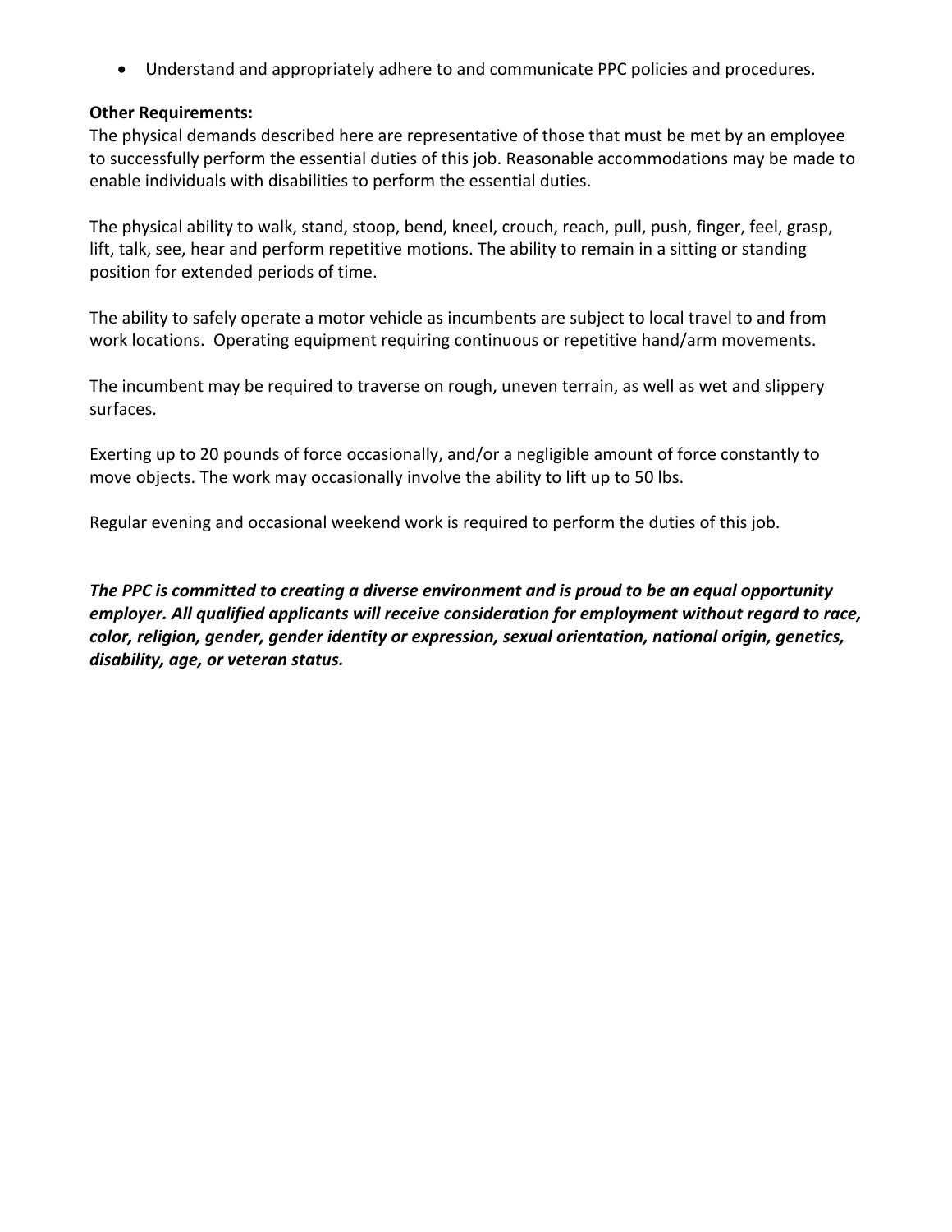- Understand and appropriately adhere to and communicate PPC policies and procedures.

**Other Requirements:**
The physical demands described here are representative of those that must be met by an employee to successfully perform the essential duties of this job. Reasonable accommodations may be made to enable individuals with disabilities to perform the essential duties.

The physical ability to walk, stand, stoop, bend, kneel, crouch, reach, pull, push, finger, feel, grasp, lift, talk, see, hear and perform repetitive motions. The ability to remain in a sitting or standing position for extended periods of time.

The ability to safely operate a motor vehicle as incumbents are subject to local travel to and from work locations. Operating equipment requiring continuous or repetitive hand/arm movements.

The incumbent may be required to traverse on rough, uneven terrain, as well as wet and slippery surfaces.

Exerting up to 20 pounds of force occasionally, and/or a negligible amount of force constantly to move objects. The work may occasionally involve the ability to lift up to 50 lbs.

Regular evening and occasional weekend work is required to perform the duties of this job.

***The PPC is committed to creating a diverse environment and is proud to be an equal opportunity employer. All qualified applicants will receive consideration for employment without regard to race, color, religion, gender, gender identity or expression, sexual orientation, national origin, genetics, disability, age, or veteran status.***